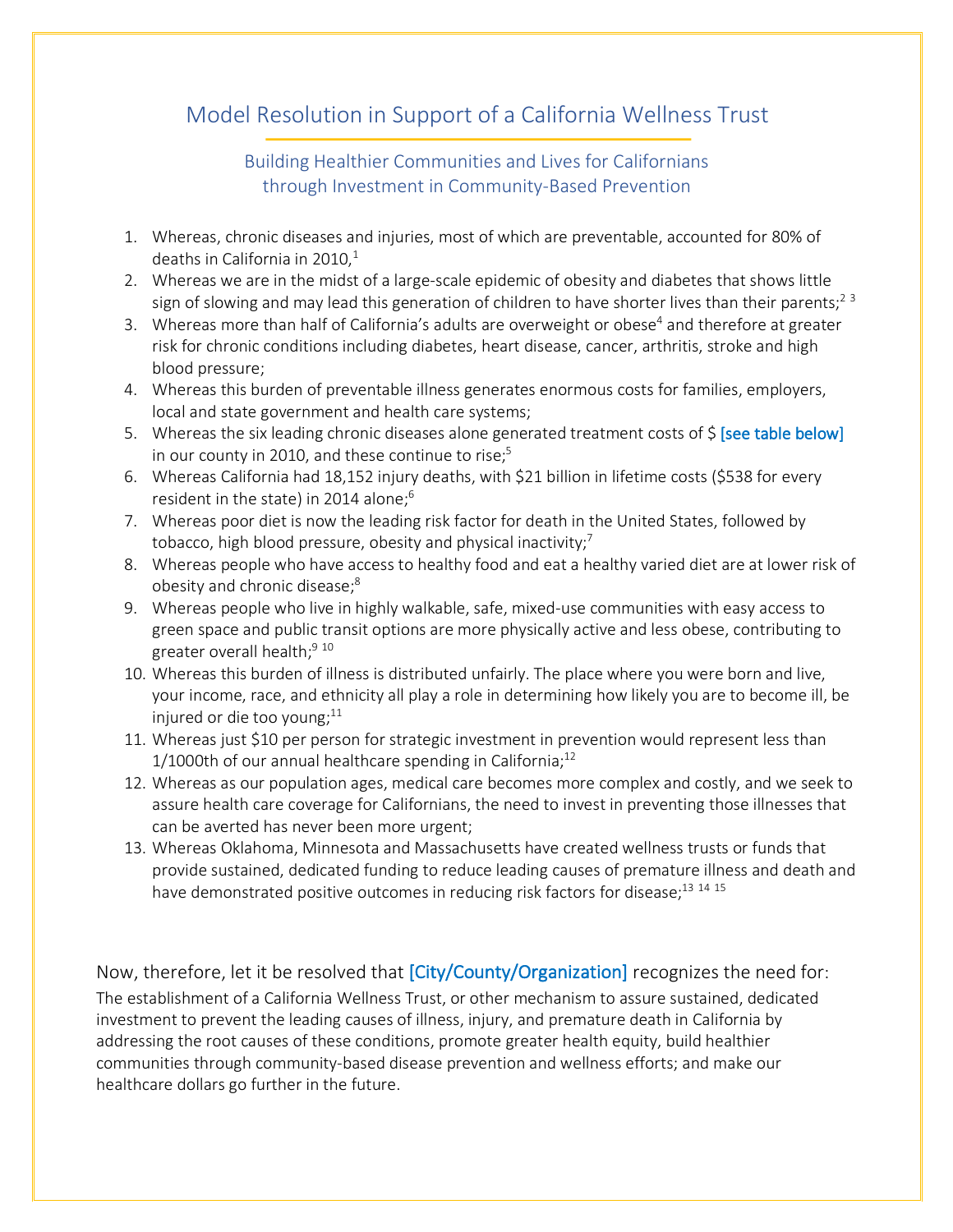# Model Resolution in Support of a California Wellness Trust

## Building Healthier Communities and Lives for Californians through Investment in Community-Based Prevention

1. Whereas, chronic diseases and injuries, most of which are preventable, accounted for 80% of deaths in California in 2010,[1]
2. Whereas we are in the midst of a large-scale epidemic of obesity and diabetes that shows little sign of slowing and may lead this generation of children to have shorter lives than their parents;[2 3]
3. Whereas more than half of California's adults are overweight or obese[4] and therefore at greater risk for chronic conditions including diabetes, heart disease, cancer, arthritis, stroke and high blood pressure;
4. Whereas this burden of preventable illness generates enormous costs for families, employers, local and state government and health care systems;
5. Whereas the six leading chronic diseases alone generated treatment costs of $ [see table below] in our county in 2010, and these continue to rise;[5]
6. Whereas California had 18,152 injury deaths, with $21 billion in lifetime costs ($538 for every resident in the state) in 2014 alone;[6]
7. Whereas poor diet is now the leading risk factor for death in the United States, followed by tobacco, high blood pressure, obesity and physical inactivity;[7]
8. Whereas people who have access to healthy food and eat a healthy varied diet are at lower risk of obesity and chronic disease;[8]
9. Whereas people who live in highly walkable, safe, mixed-use communities with easy access to green space and public transit options are more physically active and less obese, contributing to greater overall health;[9 10]
10. Whereas this burden of illness is distributed unfairly. The place where you were born and live, your income, race, and ethnicity all play a role in determining how likely you are to become ill, be injured or die too young;[11]
11. Whereas just $10 per person for strategic investment in prevention would represent less than 1/1000th of our annual healthcare spending in California;[12]
12. Whereas as our population ages, medical care becomes more complex and costly, and we seek to assure health care coverage for Californians, the need to invest in preventing those illnesses that can be averted has never been more urgent;
13. Whereas Oklahoma, Minnesota and Massachusetts have created wellness trusts or funds that provide sustained, dedicated funding to reduce leading causes of premature illness and death and have demonstrated positive outcomes in reducing risk factors for disease;[13 14 15]

Now, therefore, let it be resolved that [City/County/Organization] recognizes the need for:

The establishment of a California Wellness Trust, or other mechanism to assure sustained, dedicated investment to prevent the leading causes of illness, injury, and premature death in California by addressing the root causes of these conditions, promote greater health equity, build healthier communities through community-based disease prevention and wellness efforts; and make our healthcare dollars go further in the future.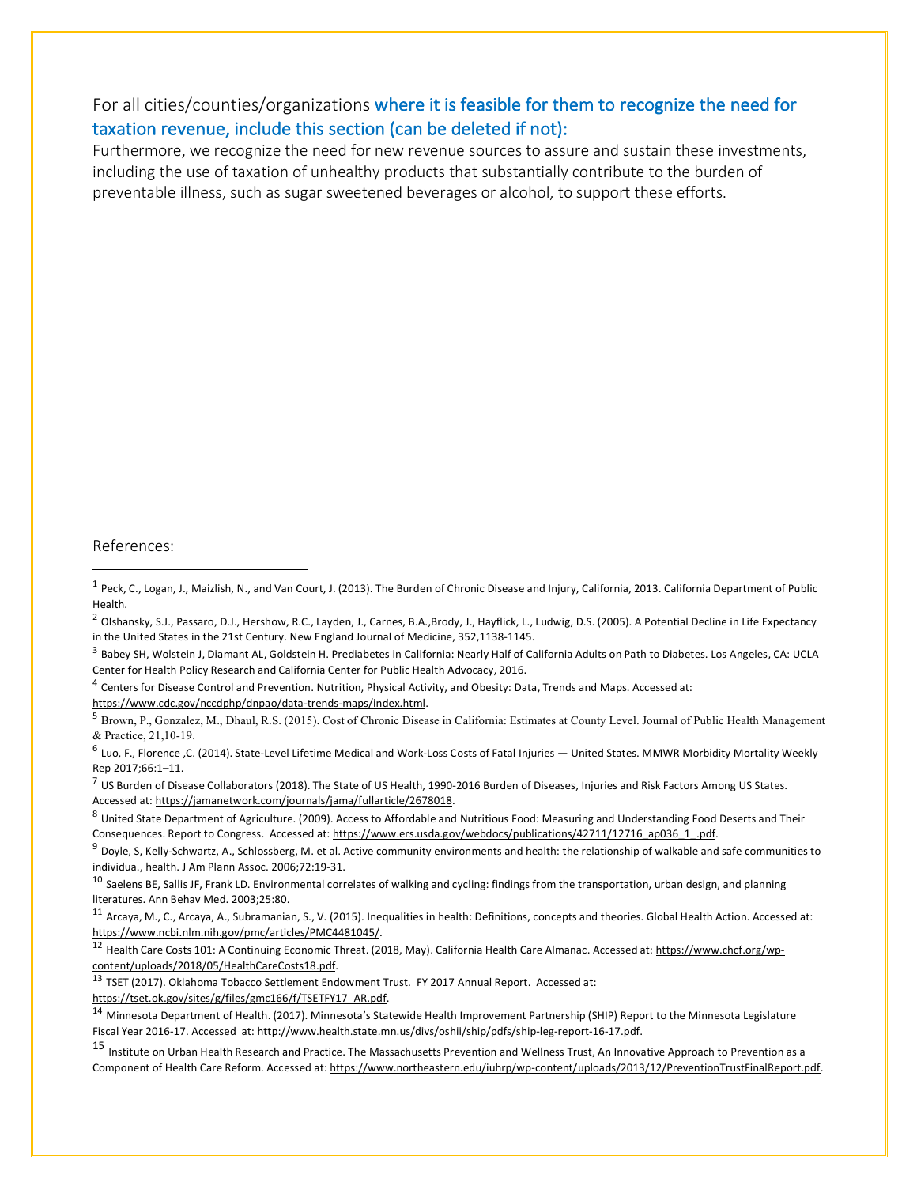For all cities/counties/organizations **where it is feasible for them to recognize the need for taxation revenue, include this section (can be deleted if not):**

Furthermore, we recognize the need for new revenue sources to assure and sustain these investments, including the use of taxation of unhealthy products that substantially contribute to the burden of preventable illness, such as sugar sweetened beverages or alcohol, to support these efforts.

References:

---

[1] Peck, C., Logan, J., Maizlish, N., and Van Court, J. (2013). The Burden of Chronic Disease and Injury, California, 2013. California Department of Public Health.

[2] Olshansky, S.J., Passaro, D.J., Hershow, R.C., Layden, J., Carnes, B.A.,Brody, J., Hayflick, L., Ludwig, D.S. (2005). A Potential Decline in Life Expectancy in the United States in the 21st Century. New England Journal of Medicine, 352,1138-1145.

[3] Babey SH, Wolstein J, Diamant AL, Goldstein H. Prediabetes in California: Nearly Half of California Adults on Path to Diabetes. Los Angeles, CA: UCLA Center for Health Policy Research and California Center for Public Health Advocacy, 2016.

[4] Centers for Disease Control and Prevention. Nutrition, Physical Activity, and Obesity: Data, Trends and Maps. Accessed at: https://www.cdc.gov/nccdphp/dnpao/data-trends-maps/index.html.

[5] Brown, P., Gonzalez, M., Dhaul, R.S. (2015). Cost of Chronic Disease in California: Estimates at County Level. Journal of Public Health Management & Practice, 21,10-19.

[6] Luo, F., Florence ,C. (2014). State-Level Lifetime Medical and Work-Loss Costs of Fatal Injuries — United States. MMWR Morbidity Mortality Weekly Rep 2017;66:1–11.

[7] US Burden of Disease Collaborators (2018). The State of US Health, 1990-2016 Burden of Diseases, Injuries and Risk Factors Among US States. Accessed at: https://jamanetwork.com/journals/jama/fullarticle/2678018.

[8] United State Department of Agriculture. (2009). Access to Affordable and Nutritious Food: Measuring and Understanding Food Deserts and Their Consequences. Report to Congress. Accessed at: https://www.ers.usda.gov/webdocs/publications/42711/12716_ap036_1_.pdf.

[9] Doyle, S, Kelly-Schwartz, A., Schlossberg, M. et al. Active community environments and health: the relationship of walkable and safe communities to individua., health. J Am Plann Assoc. 2006;72:19-31.

[10] Saelens BE, Sallis JF, Frank LD. Environmental correlates of walking and cycling: findings from the transportation, urban design, and planning literatures. Ann Behav Med. 2003;25:80.

[11] Arcaya, M., C., Arcaya, A., Subramanian, S., V. (2015). Inequalities in health: Definitions, concepts and theories. Global Health Action. Accessed at: https://www.ncbi.nlm.nih.gov/pmc/articles/PMC4481045/.

[12] Health Care Costs 101: A Continuing Economic Threat. (2018, May). California Health Care Almanac. Accessed at: https://www.chcf.org/wp-content/uploads/2018/05/HealthCareCosts18.pdf.

[13] TSET (2017). Oklahoma Tobacco Settlement Endowment Trust. FY 2017 Annual Report. Accessed at: https://tset.ok.gov/sites/g/files/gmc166/f/TSETFY17_AR.pdf.

[14] Minnesota Department of Health. (2017). Minnesota's Statewide Health Improvement Partnership (SHIP) Report to the Minnesota Legislature Fiscal Year 2016-17. Accessed at: http://www.health.state.mn.us/divs/oshii/ship/pdfs/ship-leg-report-16-17.pdf.

[15] Institute on Urban Health Research and Practice. The Massachusetts Prevention and Wellness Trust, An Innovative Approach to Prevention as a Component of Health Care Reform. Accessed at: https://www.northeastern.edu/iuhrp/wp-content/uploads/2013/12/PreventionTrustFinalReport.pdf.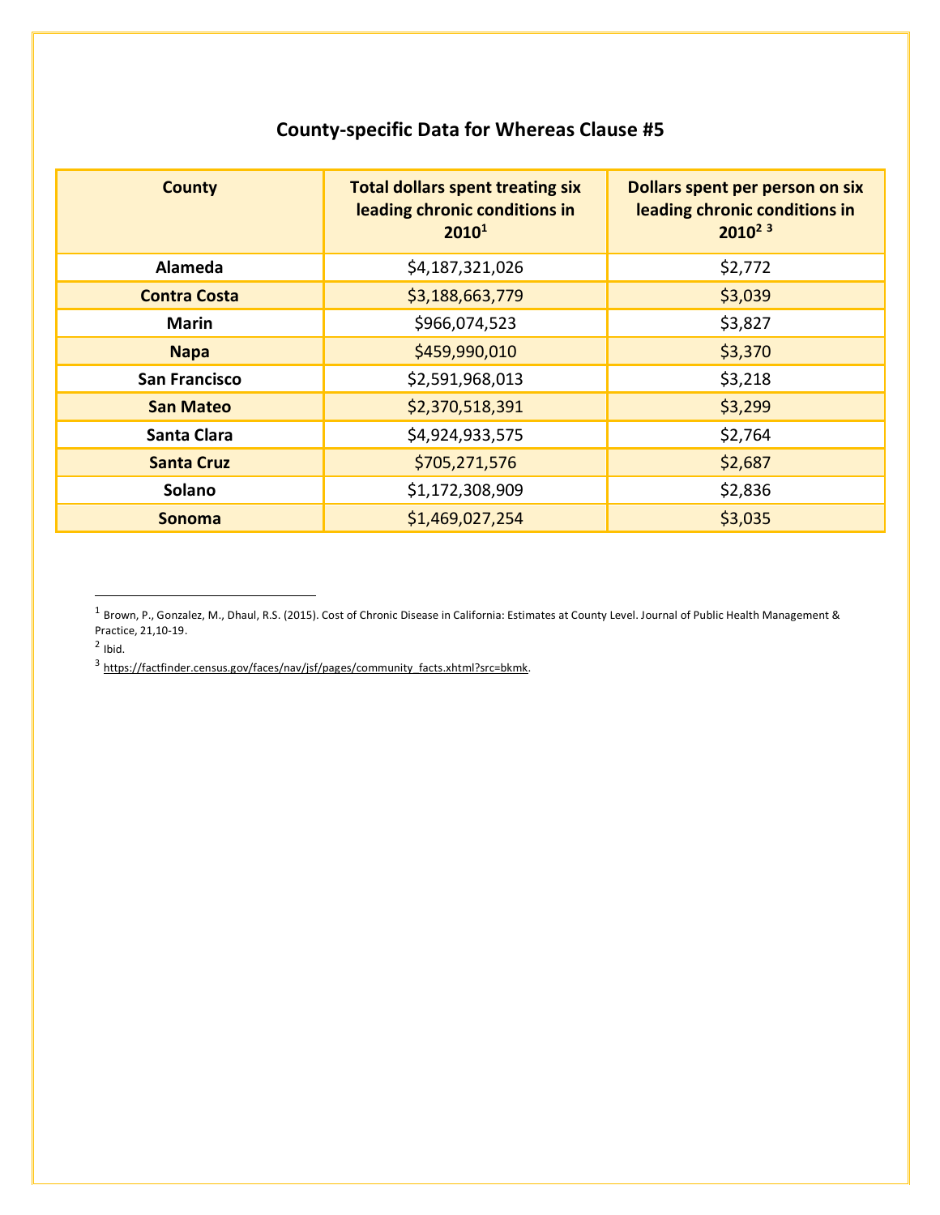## County-specific Data for Whereas Clause #5

| County | Total dollars spent treating six leading chronic conditions in 2010[1] | Dollars spent per person on six leading chronic conditions in 2010[2] [3] |
|---|---|---|
| **Alameda** | $4,187,321,026 | $2,772 |
| **Contra Costa** | $3,188,663,779 | $3,039 |
| **Marin** | $966,074,523 | $3,827 |
| **Napa** | $459,990,010 | $3,370 |
| **San Francisco** | $2,591,968,013 | $3,218 |
| **San Mateo** | $2,370,518,391 | $3,299 |
| **Santa Clara** | $4,924,933,575 | $2,764 |
| **Santa Cruz** | $705,271,576 | $2,687 |
| **Solano** | $1,172,308,909 | $2,836 |
| **Sonoma** | $1,469,027,254 | $3,035 |

[1] Brown, P., Gonzalez, M., Dhaul, R.S. (2015). Cost of Chronic Disease in California: Estimates at County Level. Journal of Public Health Management & Practice, 21,10-19.

[2] Ibid.

[3] https://factfinder.census.gov/faces/nav/jsf/pages/community_facts.xhtml?src=bkmk.